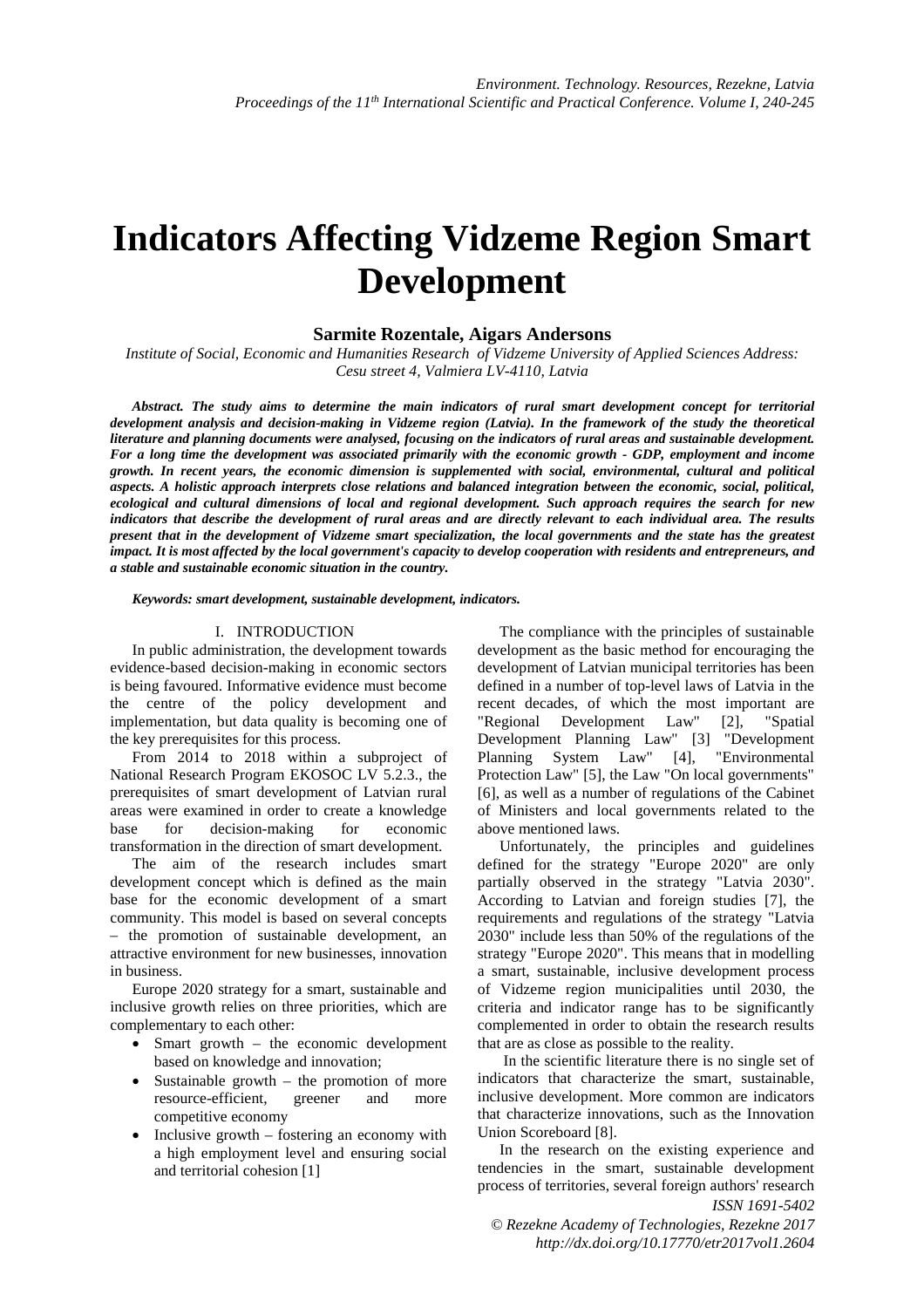# Indicators Affecting Vidzeme Region Smart Development

**Sarmite Rozentale, Aigars Andersons**

*Institute of Social, Economic and Humanities Research of Vidzeme University of Applied Sciences Address: Cesu street 4, Valmiera LV-4110, Latvia*

***Abstract.** The study aims to determine the main indicators of rural smart development concept for territorial development analysis and decision-making in Vidzeme region (Latvia). In the framework of the study the theoretical literature and planning documents were analysed, focusing on the indicators of rural areas and sustainable development. For a long time the development was associated primarily with the economic growth - GDP, employment and income growth. In recent years, the economic dimension is supplemented with social, environmental, cultural and political aspects. A holistic approach interprets close relations and balanced integration between the economic, social, political, ecological and cultural dimensions of local and regional development. Such approach requires the search for new indicators that describe the development of rural areas and are directly relevant to each individual area. The results present that in the development of Vidzeme smart specialization, the local governments and the state has the greatest impact. It is most affected by the local government's capacity to develop cooperation with residents and entrepreneurs, and a stable and sustainable economic situation in the country.*

***Keywords:** smart development, sustainable development, indicators.*

## I. INTRODUCTION

In public administration, the development towards evidence-based decision-making in economic sectors is being favoured. Informative evidence must become the centre of the policy development and implementation, but data quality is becoming one of the key prerequisites for this process.

From 2014 to 2018 within a subproject of National Research Program EKOSOC LV 5.2.3., the prerequisites of smart development of Latvian rural areas were examined in order to create a knowledge base for decision-making for economic transformation in the direction of smart development.

The aim of the research includes smart development concept which is defined as the main base for the economic development of a smart community. This model is based on several concepts – the promotion of sustainable development, an attractive environment for new businesses, innovation in business.

Europe 2020 strategy for a smart, sustainable and inclusive growth relies on three priorities, which are complementary to each other:

- Smart growth – the economic development based on knowledge and innovation;
- Sustainable growth – the promotion of more resource-efficient, greener and more competitive economy
- Inclusive growth – fostering an economy with a high employment level and ensuring social and territorial cohesion [1]

The compliance with the principles of sustainable development as the basic method for encouraging the development of Latvian municipal territories has been defined in a number of top-level laws of Latvia in the recent decades, of which the most important are "Regional Development Law" [2], "Spatial Development Planning Law" [3] "Development Planning System Law" [4], "Environmental Protection Law" [5], the Law "On local governments" [6], as well as a number of regulations of the Cabinet of Ministers and local governments related to the above mentioned laws.

Unfortunately, the principles and guidelines defined for the strategy "Europe 2020" are only partially observed in the strategy "Latvia 2030". According to Latvian and foreign studies [7], the requirements and regulations of the strategy "Latvia 2030" include less than 50% of the regulations of the strategy "Europe 2020". This means that in modelling a smart, sustainable, inclusive development process of Vidzeme region municipalities until 2030, the criteria and indicator range has to be significantly complemented in order to obtain the research results that are as close as possible to the reality.

In the scientific literature there is no single set of indicators that characterize the smart, sustainable, inclusive development. More common are indicators that characterize innovations, such as the Innovation Union Scoreboard [8].

In the research on the existing experience and tendencies in the smart, sustainable development process of territories, several foreign authors' research

ISSN 1691-5402
© Rezekne Academy of Technologies, Rezekne 2017
http://dx.doi.org/10.17770/etr2017vol1.2604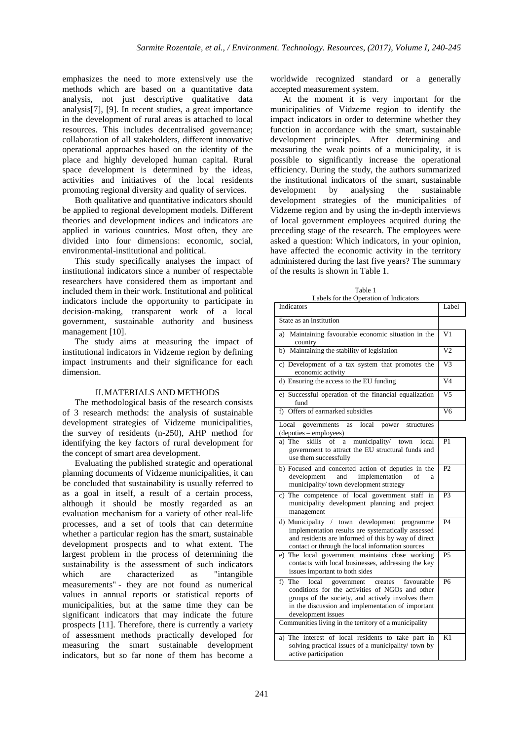emphasizes the need to more extensively use the methods which are based on a quantitative data analysis, not just descriptive qualitative data analysis[7], [9]. In recent studies, a great importance in the development of rural areas is attached to local resources. This includes decentralised governance; collaboration of all stakeholders, different innovative operational approaches based on the identity of the place and highly developed human capital. Rural space development is determined by the ideas, activities and initiatives of the local residents promoting regional diversity and quality of services.

Both qualitative and quantitative indicators should be applied to regional development models. Different theories and development indices and indicators are applied in various countries. Most often, they are divided into four dimensions: economic, social, environmental-institutional and political.

This study specifically analyses the impact of institutional indicators since a number of respectable researchers have considered them as important and included them in their work. Institutional and political indicators include the opportunity to participate in decision-making, transparent work of a local government, sustainable authority and business management [10].

The study aims at measuring the impact of institutional indicators in Vidzeme region by defining impact instruments and their significance for each dimension.

## II. MATERIALS AND METHODS

The methodological basis of the research consists of 3 research methods: the analysis of sustainable development strategies of Vidzeme municipalities, the survey of residents (n-250), AHP method for identifying the key factors of rural development for the concept of smart area development.

Evaluating the published strategic and operational planning documents of Vidzeme municipalities, it can be concluded that sustainability is usually referred to as a goal in itself, a result of a certain process, although it should be mostly regarded as an evaluation mechanism for a variety of other real-life processes, and a set of tools that can determine whether a particular region has the smart, sustainable development prospects and to what extent. The largest problem in the process of determining the sustainability is the assessment of such indicators which are characterized as "intangible measurements" - they are not found as numerical values in annual reports or statistical reports of municipalities, but at the same time they can be significant indicators that may indicate the future prospects [11]. Therefore, there is currently a variety of assessment methods practically developed for measuring the smart sustainable development indicators, but so far none of them has become a worldwide recognized standard or a generally accepted measurement system.

At the moment it is very important for the municipalities of Vidzeme region to identify the impact indicators in order to determine whether they function in accordance with the smart, sustainable development principles. After determining and measuring the weak points of a municipality, it is possible to significantly increase the operational efficiency. During the study, the authors summarized the institutional indicators of the smart, sustainable development by analysing the sustainable development strategies of the municipalities of Vidzeme region and by using the in-depth interviews of local government employees acquired during the preceding stage of the research. The employees were asked a question: Which indicators, in your opinion, have affected the economic activity in the territory administered during the last five years? The summary of the results is shown in Table 1.

Table 1
Labels for the Operation of Indicators

| Indicators | Label |
|---|---|
| State as an institution | |
| a) Maintaining favourable economic situation in the country | V1 |
| b) Maintaining the stability of legislation | V2 |
| c) Development of a tax system that promotes the economic activity | V3 |
| d) Ensuring the access to the EU funding | V4 |
| e) Successful operation of the financial equalization fund | V5 |
| f) Offers of earmarked subsidies | V6 |
| Local governments as local power structures (deputies – employees) | |
| a) The skills of a municipality/ town local government to attract the EU structural funds and use them successfully | P1 |
| b) Focused and concerted action of deputies in the development and implementation of a municipality/ town development strategy | P2 |
| c) The competence of local government staff in municipality development planning and project management | P3 |
| d) Municipality / town development programme implementation results are systematically assessed and residents are informed of this by way of direct contact or through the local information sources | P4 |
| e) The local government maintains close working contacts with local businesses, addressing the key issues important to both sides | P5 |
| f) The local government creates favourable conditions for the activities of NGOs and other groups of the society, and actively involves them in the discussion and implementation of important development issues | P6 |
| Communities living in the territory of a municipality | |
| a) The interest of local residents to take part in solving practical issues of a municipality/ town by active participation | K1 |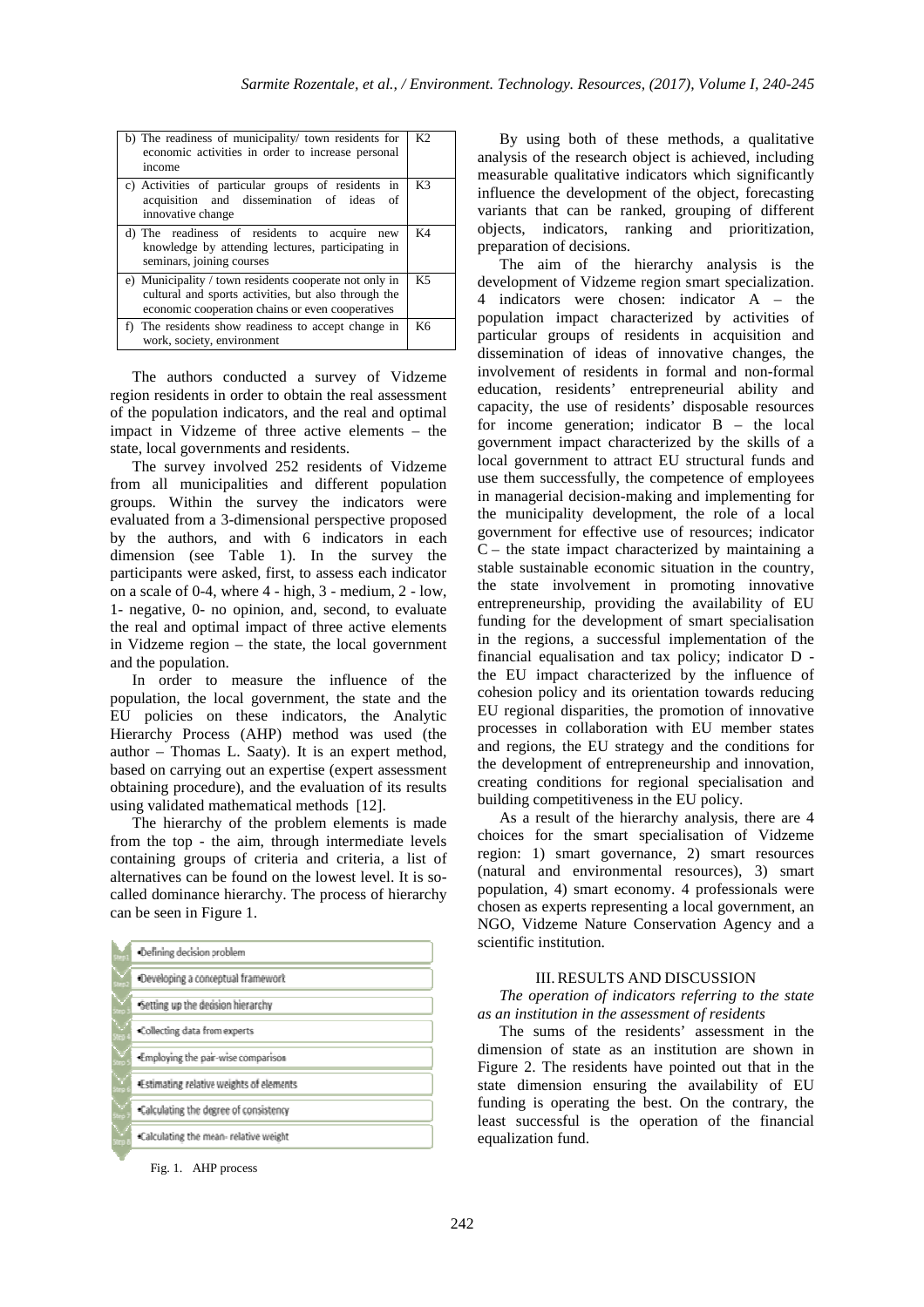| | |
|---|---|
| b) The readiness of municipality/ town residents for economic activities in order to increase personal income | K2 |
| c) Activities of particular groups of residents in acquisition and dissemination of ideas of innovative change | K3 |
| d) The readiness of residents to acquire new knowledge by attending lectures, participating in seminars, joining courses | K4 |
| e) Municipality / town residents cooperate not only in cultural and sports activities, but also through the economic cooperation chains or even cooperatives | K5 |
| f) The residents show readiness to accept change in work, society, environment | K6 |

The authors conducted a survey of Vidzeme region residents in order to obtain the real assessment of the population indicators, and the real and optimal impact in Vidzeme of three active elements – the state, local governments and residents.

The survey involved 252 residents of Vidzeme from all municipalities and different population groups. Within the survey the indicators were evaluated from a 3-dimensional perspective proposed by the authors, and with 6 indicators in each dimension (see Table 1). In the survey the participants were asked, first, to assess each indicator on a scale of 0-4, where 4 - high, 3 - medium, 2 - low, 1- negative, 0- no opinion, and, second, to evaluate the real and optimal impact of three active elements in Vidzeme region – the state, the local government and the population.

In order to measure the influence of the population, the local government, the state and the EU policies on these indicators, the Analytic Hierarchy Process (AHP) method was used (the author – Thomas L. Saaty). It is an expert method, based on carrying out an expertise (expert assessment obtaining procedure), and the evaluation of its results using validated mathematical methods [12].

The hierarchy of the problem elements is made from the top - the aim, through intermediate levels containing groups of criteria and criteria, a list of alternatives can be found on the lowest level. It is so-called dominance hierarchy. The process of hierarchy can be seen in Figure 1.

- Step 1: Defining decision problem
- Step 2: Developing a conceptual framework
- Step 3: Setting up the decision hierarchy
- Step 4: Collecting data from experts
- Step 5: Employing the pair-wise comparison
- Step 6: Estimating relative weights of elements
- Step 7: Calculating the degree of consistency
- Step 8: Calculating the mean- relative weight

Fig. 1. AHP process

By using both of these methods, a qualitative analysis of the research object is achieved, including measurable qualitative indicators which significantly influence the development of the object, forecasting variants that can be ranked, grouping of different objects, indicators, ranking and prioritization, preparation of decisions.

The aim of the hierarchy analysis is the development of Vidzeme region smart specialization. 4 indicators were chosen: indicator A – the population impact characterized by activities of particular groups of residents in acquisition and dissemination of ideas of innovative changes, the involvement of residents in formal and non-formal education, residents' entrepreneurial ability and capacity, the use of residents' disposable resources for income generation; indicator B – the local government impact characterized by the skills of a local government to attract EU structural funds and use them successfully, the competence of employees in managerial decision-making and implementing for the municipality development, the role of a local government for effective use of resources; indicator C – the state impact characterized by maintaining a stable sustainable economic situation in the country, the state involvement in promoting innovative entrepreneurship, providing the availability of EU funding for the development of smart specialisation in the regions, a successful implementation of the financial equalisation and tax policy; indicator D - the EU impact characterized by the influence of cohesion policy and its orientation towards reducing EU regional disparities, the promotion of innovative processes in collaboration with EU member states and regions, the EU strategy and the conditions for the development of entrepreneurship and innovation, creating conditions for regional specialisation and building competitiveness in the EU policy.

As a result of the hierarchy analysis, there are 4 choices for the smart specialisation of Vidzeme region: 1) smart governance, 2) smart resources (natural and environmental resources), 3) smart population, 4) smart economy. 4 professionals were chosen as experts representing a local government, an NGO, Vidzeme Nature Conservation Agency and a scientific institution.

## III. RESULTS AND DISCUSSION

*The operation of indicators referring to the state as an institution in the assessment of residents*

The sums of the residents' assessment in the dimension of state as an institution are shown in Figure 2. The residents have pointed out that in the state dimension ensuring the availability of EU funding is operating the best. On the contrary, the least successful is the operation of the financial equalization fund.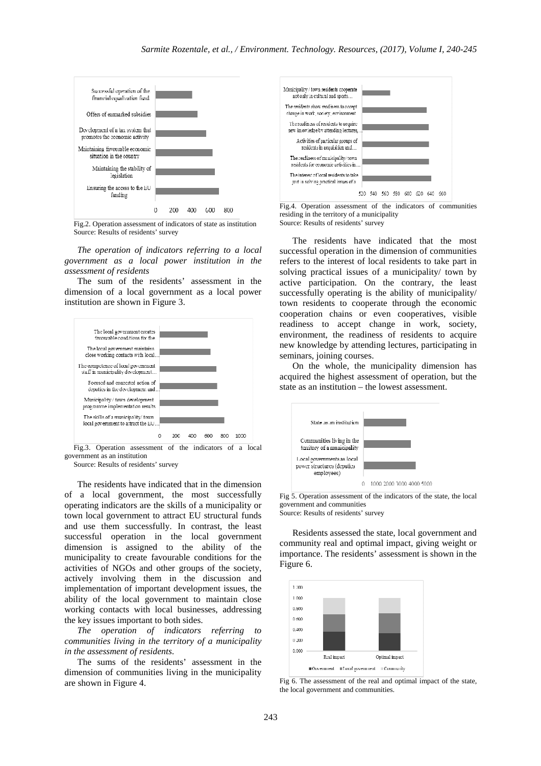Fig.2. Operation assessment of indicators of state as institution
Source: Results of residents' survey

*The operation of indicators referring to a local government as a local power institution in the assessment of residents*

The sum of the residents' assessment in the dimension of a local government as a local power institution are shown in Figure 3.

Fig.3. Operation assessment of the indicators of a local government as an institution
Source: Results of residents' survey

The residents have indicated that in the dimension of a local government, the most successfully operating indicators are the skills of a municipality or town local government to attract EU structural funds and use them successfully. In contrast, the least successful operation in the local government dimension is assigned to the ability of the municipality to create favourable conditions for the activities of NGOs and other groups of the society, actively involving them in the discussion and implementation of important development issues, the ability of the local government to maintain close working contacts with local businesses, addressing the key issues important to both sides.

*The operation of indicators referring to communities living in the territory of a municipality in the assessment of residents.*

The sums of the residents' assessment in the dimension of communities living in the municipality are shown in Figure 4.

Fig.4. Operation assessment of the indicators of communities residing in the territory of a municipality
Source: Results of residents' survey

The residents have indicated that the most successful operation in the dimension of communities refers to the interest of local residents to take part in solving practical issues of a municipality/ town by active participation. On the contrary, the least successfully operating is the ability of municipality/ town residents to cooperate through the economic cooperation chains or even cooperatives, visible readiness to accept change in work, society, environment, the readiness of residents to acquire new knowledge by attending lectures, participating in seminars, joining courses.

On the whole, the municipality dimension has acquired the highest assessment of operation, but the state as an institution – the lowest assessment.

Fig 5. Operation assessment of the indicators of the state, the local government and communities
Source: Results of residents' survey

Residents assessed the state, local government and community real and optimal impact, giving weight or importance. The residents' assessment is shown in the Figure 6.

Fig 6. The assessment of the real and optimal impact of the state, the local government and communities.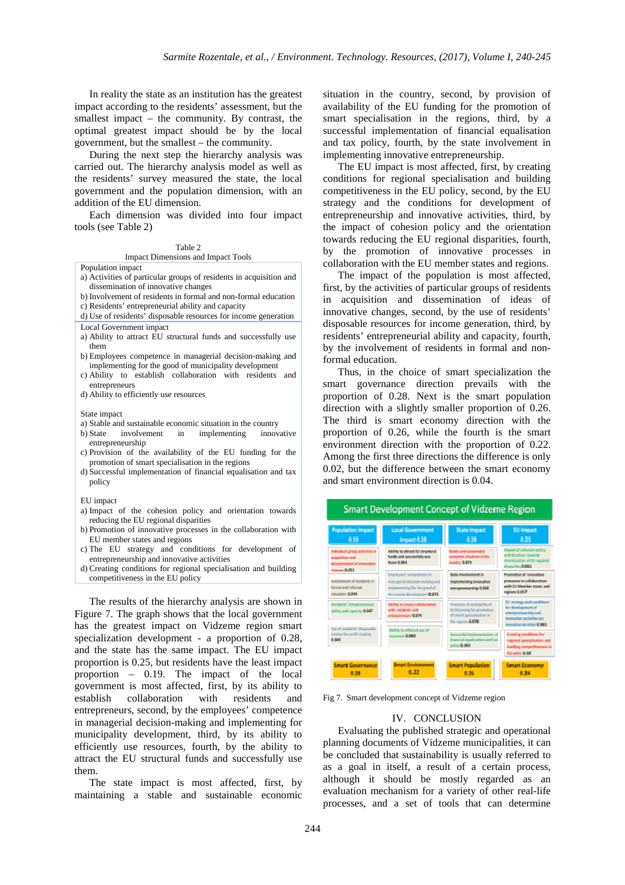In reality the state as an institution has the greatest impact according to the residents' assessment, but the smallest impact – the community. By contrast, the optimal greatest impact should be by the local government, but the smallest – the community.

During the next step the hierarchy analysis was carried out. The hierarchy analysis model as well as the residents' survey measured the state, the local government and the population dimension, with an addition of the EU dimension.

Each dimension was divided into four impact tools (see Table 2)

Table 2
Impact Dimensions and Impact Tools

| |
|---|
| Population impact<br>a) Activities of particular groups of residents in acquisition and dissemination of innovative changes<br>b) Involvement of residents in formal and non-formal education<br>c) Residents' entrepreneurial ability and capacity<br>d) Use of residents' disposable resources for income generation |
| Local Government impact<br>a) Ability to attract EU structural funds and successfully use them<br>b) Employees competence in managerial decision-making and implementing for the good of municipality development<br>c) Ability to establish collaboration with residents and entrepreneurs<br>d) Ability to efficiently use resources<br><br>State impact<br>a) Stable and sustainable economic situation in the country<br>b) State involvement in implementing innovative entrepreneurship<br>c) Provision of the availability of the EU funding for the promotion of smart specialisation in the regions<br>d) Successful implementation of financial equalisation and tax policy<br><br>EU impact<br>a) Impact of the cohesion policy and orientation towards reducing the EU regional disparities<br>b) Promotion of innovative processes in the collaboration with EU member states and regions<br>c) The EU strategy and conditions for development of entrepreneurship and innovative activities<br>d) Creating conditions for regional specialisation and building competitiveness in the EU policy |

The results of the hierarchy analysis are shown in Figure 7. The graph shows that the local government has the greatest impact on Vidzeme region smart specialization development - a proportion of 0.28, and the state has the same impact. The EU impact proportion is 0.25, but residents have the least impact proportion – 0.19. The impact of the local government is most affected, first, by its ability to establish collaboration with residents and entrepreneurs, second, by the employees' competence in managerial decision-making and implementing for municipality development, third, by its ability to efficiently use resources, fourth, by the ability to attract the EU structural funds and successfully use them.

The state impact is most affected, first, by maintaining a stable and sustainable economic situation in the country, second, by provision of availability of the EU funding for the promotion of smart specialisation in the regions, third, by a successful implementation of financial equalisation and tax policy, fourth, by the state involvement in implementing innovative entrepreneurship.

The EU impact is most affected, first, by creating conditions for regional specialisation and building competitiveness in the EU policy, second, by the EU strategy and the conditions for development of entrepreneurship and innovative activities, third, by the impact of cohesion policy and the orientation towards reducing the EU regional disparities, fourth, by the promotion of innovative processes in collaboration with the EU member states and regions.

The impact of the population is most affected, first, by the activities of particular groups of residents in acquisition and dissemination of ideas of innovative changes, second, by the use of residents' disposable resources for income generation, third, by residents' entrepreneurial ability and capacity, fourth, by the involvement of residents in formal and non-formal education.

Thus, in the choice of smart specialization the smart governance direction prevails with the proportion of 0.28. Next is the smart population direction with a slightly smaller proportion of 0.26. The third is smart economy direction with the proportion of 0.26, while the fourth is the smart environment direction with the proportion of 0.22. Among the first three directions the difference is only 0.02, but the difference between the smart economy and smart environment direction is 0.04.

Fig 7. Smart development concept of Vidzeme region

## IV. CONCLUSION

Evaluating the published strategic and operational planning documents of Vidzeme municipalities, it can be concluded that sustainability is usually referred to as a goal in itself, a result of a certain process, although it should be mostly regarded as an evaluation mechanism for a variety of other real-life processes, and a set of tools that can determine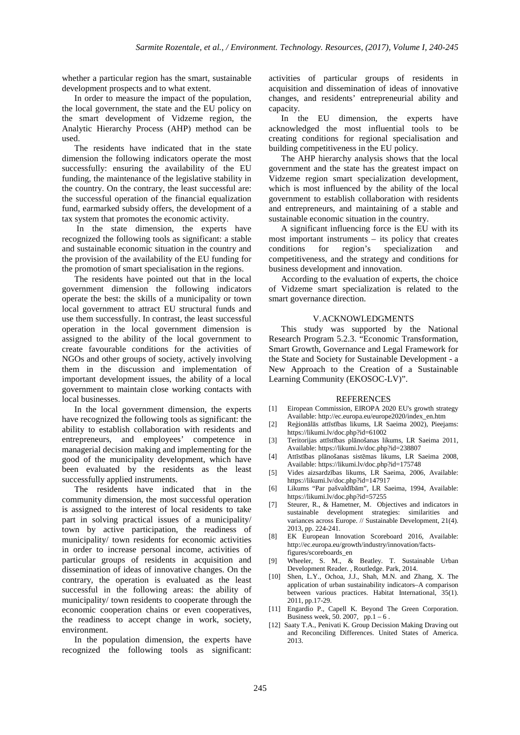whether a particular region has the smart, sustainable development prospects and to what extent.

In order to measure the impact of the population, the local government, the state and the EU policy on the smart development of Vidzeme region, the Analytic Hierarchy Process (AHP) method can be used.

The residents have indicated that in the state dimension the following indicators operate the most successfully: ensuring the availability of the EU funding, the maintenance of the legislative stability in the country. On the contrary, the least successful are: the successful operation of the financial equalization fund, earmarked subsidy offers, the development of a tax system that promotes the economic activity.

In the state dimension, the experts have recognized the following tools as significant: a stable and sustainable economic situation in the country and the provision of the availability of the EU funding for the promotion of smart specialisation in the regions.

The residents have pointed out that in the local government dimension the following indicators operate the best: the skills of a municipality or town local government to attract EU structural funds and use them successfully. In contrast, the least successful operation in the local government dimension is assigned to the ability of the local government to create favourable conditions for the activities of NGOs and other groups of society, actively involving them in the discussion and implementation of important development issues, the ability of a local government to maintain close working contacts with local businesses.

In the local government dimension, the experts have recognized the following tools as significant: the ability to establish collaboration with residents and entrepreneurs, and employees' competence in managerial decision making and implementing for the good of the municipality development, which have been evaluated by the residents as the least successfully applied instruments.

The residents have indicated that in the community dimension, the most successful operation is assigned to the interest of local residents to take part in solving practical issues of a municipality/ town by active participation, the readiness of municipality/ town residents for economic activities in order to increase personal income, activities of particular groups of residents in acquisition and dissemination of ideas of innovative changes. On the contrary, the operation is evaluated as the least successful in the following areas: the ability of municipality/ town residents to cooperate through the economic cooperation chains or even cooperatives, the readiness to accept change in work, society, environment.

In the population dimension, the experts have recognized the following tools as significant: activities of particular groups of residents in acquisition and dissemination of ideas of innovative changes, and residents' entrepreneurial ability and capacity.

In the EU dimension, the experts have acknowledged the most influential tools to be creating conditions for regional specialisation and building competitiveness in the EU policy.

The AHP hierarchy analysis shows that the local government and the state has the greatest impact on Vidzeme region smart specialization development, which is most influenced by the ability of the local government to establish collaboration with residents and entrepreneurs, and maintaining of a stable and sustainable economic situation in the country.

A significant influencing force is the EU with its most important instruments – its policy that creates conditions for region's specialization and competitiveness, and the strategy and conditions for business development and innovation.

According to the evaluation of experts, the choice of Vidzeme smart specialization is related to the smart governance direction.

## V. ACKNOWLEDGMENTS

This study was supported by the National Research Program 5.2.3. "Economic Transformation, Smart Growth, Governance and Legal Framework for the State and Society for Sustainable Development - a New Approach to the Creation of a Sustainable Learning Community (EKOSOC-LV)".

## REFERENCES

[1] Eiropean Commission, EIROPA 2020 EU's growth strategy Available: http://ec.europa.eu/europe2020/index_en.htm

[2] Reģionālās attīstības likums, LR Saeima 2002), Pieejams: https://likumi.lv/doc.php?id=61002

[3] Teritorijas attīstības plānošanas likums, LR Saeima 2011, Available: https://likumi.lv/doc.php?id=238807

[4] Attīstības plānošanas sistēmas likums, LR Saeima 2008, Available: https://likumi.lv/doc.php?id=175748

[5] Vides aizsardzības likums, LR Saeima, 2006, Available: https://likumi.lv/doc.php?id=147917

[6] Likums "Par pašvaldībām", LR Saeima, 1994, Available: https://likumi.lv/doc.php?id=57255

[7] Steurer, R., & Hametner, M. Objectives and indicators in sustainable development strategies: similarities and variances across Europe. // Sustainable Development, 21(4). 2013, pp. 224-241.

[8] EK European Innovation Scoreboard 2016, Available: http://ec.europa.eu/growth/industry/innovation/facts-figures/scoreboards_en

[9] Wheeler, S. M., & Beatley. T. Sustainable Urban Development Reader. , Routledge. Park, 2014.

[10] Shen, L.Y., Ochoa, J.J., Shah, M.N. and Zhang, X. The application of urban sustainability indicators–A comparison between various practices. Habitat International, 35(1). 2011, pp.17-29.

[11] Engardio P., Capell K. Beyond The Green Corporation. Business week, 50. 2007, pp.1 – 6 .

[12] Saaty T.A., Penivati K. Group Decission Making Draving out and Reconciling Differences. United States of America. 2013.